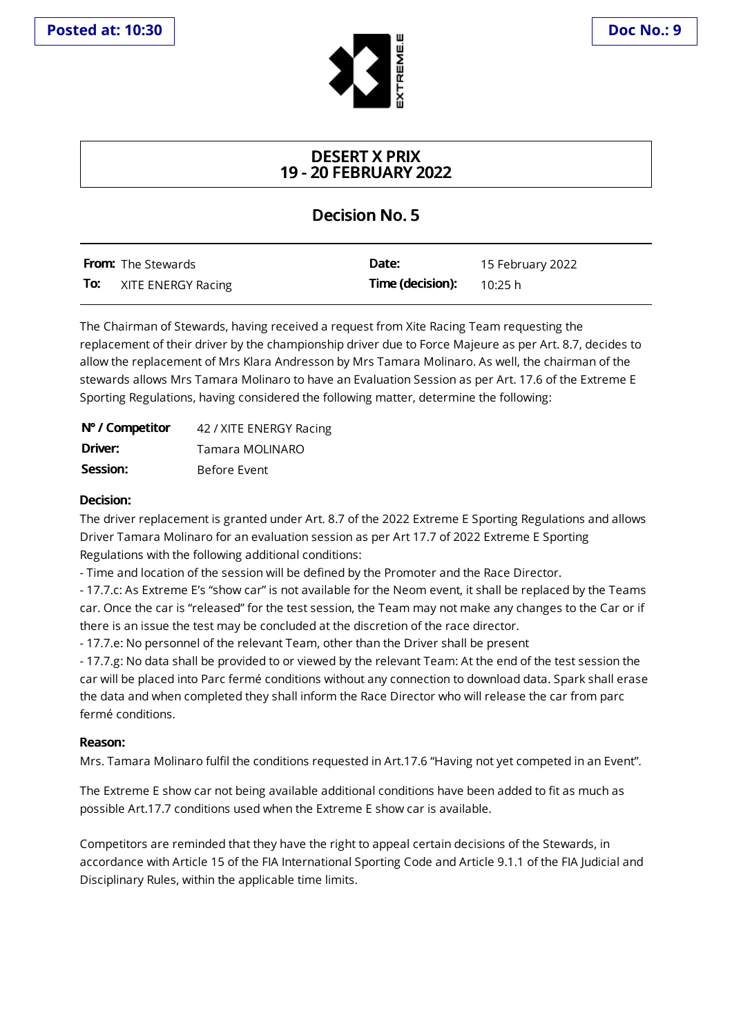**Posted at: 10:30**

**Doc No.: 9**

# DESERT X PRIX
# 19 - 20 FEBRUARY 2022

## Decision No. 5

| | | | |
|---|---|---|---|
| **From:** | The Stewards | **Date:** | 15 February 2022 |
| **To:** | XITE ENERGY Racing | **Time (decision):** | 10:25 h |

The Chairman of Stewards, having received a request from Xite Racing Team requesting the replacement of their driver by the championship driver due to Force Majeure as per Art. 8.7, decides to allow the replacement of Mrs Klara Andresson by Mrs Tamara Molinaro. As well, the chairman of the stewards allows Mrs Tamara Molinaro to have an Evaluation Session as per Art. 17.6 of the Extreme E Sporting Regulations, having considered the following matter, determine the following:

| | |
|---|---|
| **N° / Competitor** | 42 / XITE ENERGY Racing |
| **Driver:** | Tamara MOLINARO |
| **Session:** | Before Event |

**Decision:**

The driver replacement is granted under Art. 8.7 of the 2022 Extreme E Sporting Regulations and allows Driver Tamara Molinaro for an evaluation session as per Art 17.7 of 2022 Extreme E Sporting Regulations with the following additional conditions:

- Time and location of the session will be defined by the Promoter and the Race Director.
- 17.7.c: As Extreme E's "show car" is not available for the Neom event, it shall be replaced by the Teams car. Once the car is "released" for the test session, the Team may not make any changes to the Car or if there is an issue the test may be concluded at the discretion of the race director.
- 17.7.e: No personnel of the relevant Team, other than the Driver shall be present
- 17.7.g: No data shall be provided to or viewed by the relevant Team: At the end of the test session the car will be placed into Parc fermé conditions without any connection to download data. Spark shall erase the data and when completed they shall inform the Race Director who will release the car from parc fermé conditions.

**Reason:**

Mrs. Tamara Molinaro fulfil the conditions requested in Art.17.6 "Having not yet competed in an Event".

The Extreme E show car not being available additional conditions have been added to fit as much as possible Art.17.7 conditions used when the Extreme E show car is available.

Competitors are reminded that they have the right to appeal certain decisions of the Stewards, in accordance with Article 15 of the FIA International Sporting Code and Article 9.1.1 of the FIA Judicial and Disciplinary Rules, within the applicable time limits.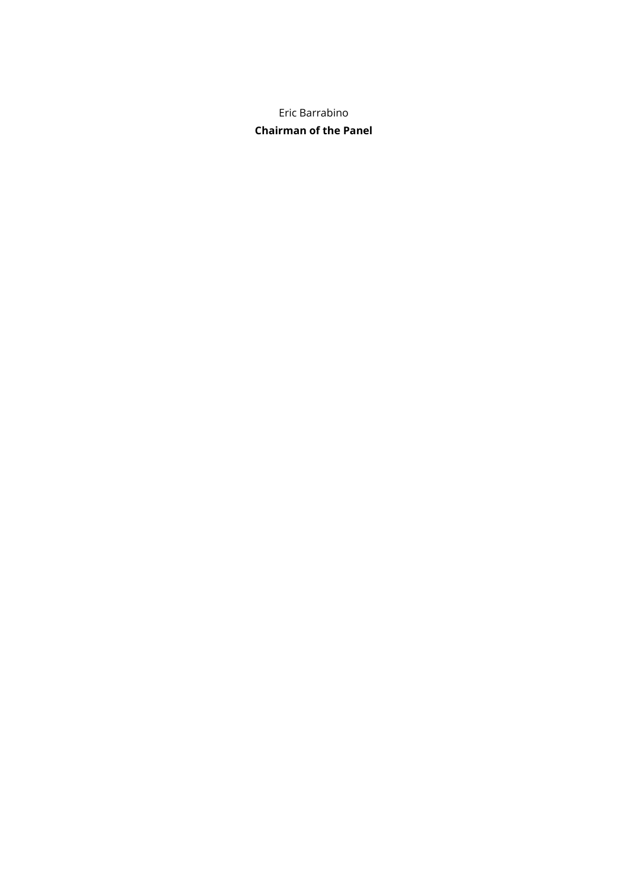Eric Barrabino

**Chairman of the Panel**